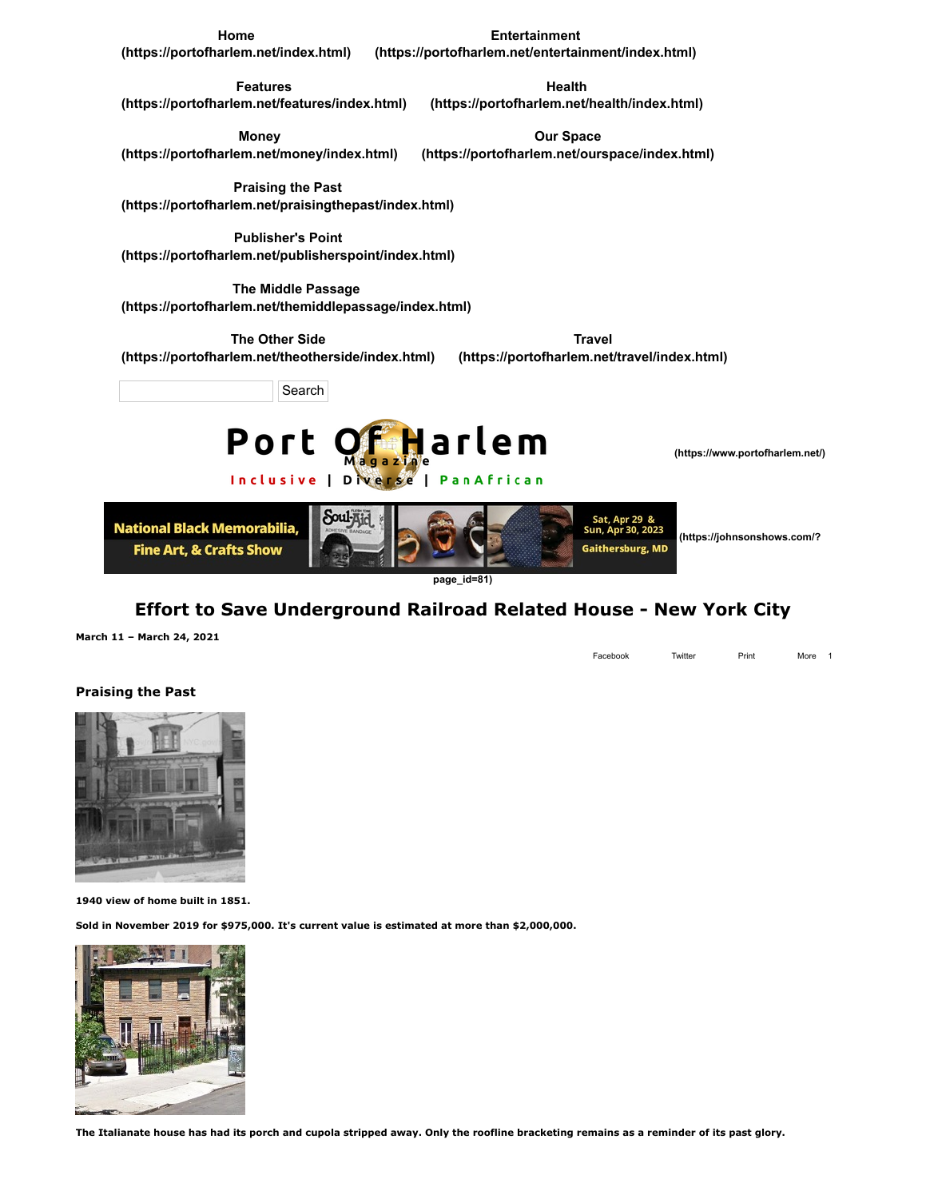Home (https://portofharlem.net/index.html) Entertainment (https://portofharlem.net/entertainment/index.html)

Features (https://portofharlem.net/features/index.html) Health (https://portofharlem.net/health/index.html)

Money (https://portofharlem.net/money/index.html) Our Space (https://portofharlem.net/ourspace/index.html)

Praising the Past (https://portofharlem.net/praisingthepast/index.html)

Publisher's Point (https://portofharlem.net/publisherspoint/index.html)

The Middle Passage (https://portofharlem.net/themiddlepassage/index.html)

The Other Side (https://portofharlem.net/theotherside/index.html) Travel (https://portofharlem.net/travel/index.html)

Search

Port Of Harlem Magazine

Inclusive | Diverse | PanAfrican

(https://www.portofharlem.net/)

National Black Memorabilia, Fine Art, & Crafts Show — Sat, Apr 29 & Sun, Apr 30, 2023 — Gaithersburg, MD (https://johnsonshows.com/?page_id=81)

# Effort to Save Underground Railroad Related House - New York City

**March 11 – March 24, 2021**

Facebook Twitter Print More 1

## Praising the Past

**1940 view of home built in 1851.**

**Sold in November 2019 for $975,000. It's current value is estimated at more than $2,000,000.**

**The Italianate house has had its porch and cupola stripped away. Only the roofline bracketing remains as a reminder of its past glory.**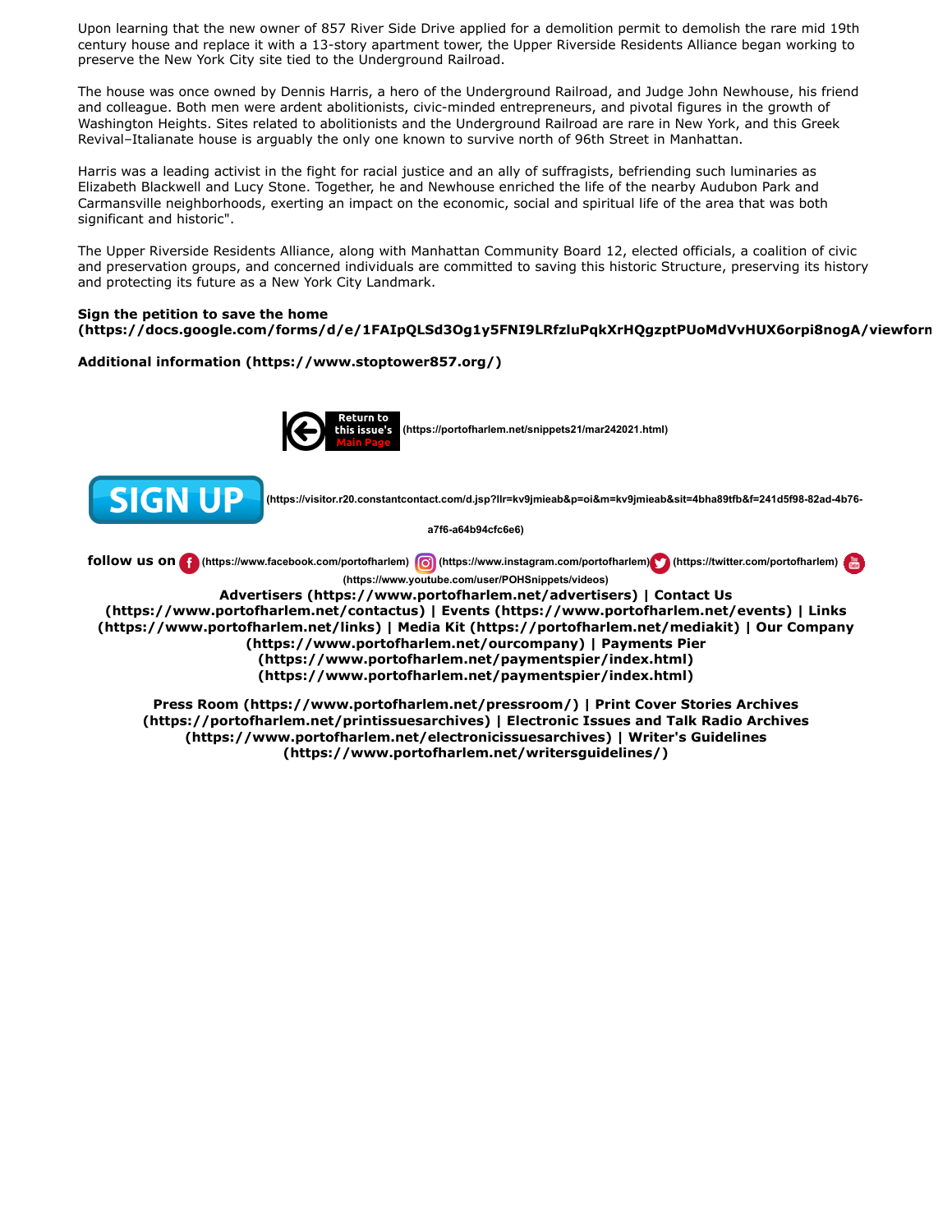Upon learning that the new owner of 857 River Side Drive applied for a demolition permit to demolish the rare mid 19th century house and replace it with a 13-story apartment tower, the Upper Riverside Residents Alliance began working to preserve the New York City site tied to the Underground Railroad.

The house was once owned by Dennis Harris, a hero of the Underground Railroad, and Judge John Newhouse, his friend and colleague. Both men were ardent abolitionists, civic-minded entrepreneurs, and pivotal figures in the growth of Washington Heights. Sites related to abolitionists and the Underground Railroad are rare in New York, and this Greek Revival–Italianate house is arguably the only one known to survive north of 96th Street in Manhattan.

Harris was a leading activist in the fight for racial justice and an ally of suffragists, befriending such luminaries as Elizabeth Blackwell and Lucy Stone. Together, he and Newhouse enriched the life of the nearby Audubon Park and Carmansville neighborhoods, exerting an impact on the economic, social and spiritual life of the area that was both significant and historic".

The Upper Riverside Residents Alliance, along with Manhattan Community Board 12, elected officials, a coalition of civic and preservation groups, and concerned individuals are committed to saving this historic Structure, preserving its history and protecting its future as a New York City Landmark.

**Sign the petition to save the home (https://docs.google.com/forms/d/e/1FAIpQLSd3Og1y5FNI9LRfzluPqkXrHQgzptPUoMdVvHUX6orpi8nogA/viewform**

**Additional information (https://www.stoptower857.org/)**

Return to this issue's Main Page (https://portofharlem.net/snippets21/mar242021.html)

SIGN UP (https://visitor.r20.constantcontact.com/d.jsp?llr=kv9jmieab&p=oi&m=kv9jmieab&sit=4bha89tfb&f=241d5f98-82ad-4b76-a7f6-a64b94cfc6e6)

**follow us on** (https://www.facebook.com/portofharlem) (https://www.instagram.com/portofharlem) (https://twitter.com/portofharlem) (https://www.youtube.com/user/POHSnippets/videos)

**Advertisers (https://www.portofharlem.net/advertisers) | Contact Us (https://www.portofharlem.net/contactus) | Events (https://www.portofharlem.net/events) | Links (https://www.portofharlem.net/links) | Media Kit (https://portofharlem.net/mediakit) | Our Company (https://www.portofharlem.net/ourcompany) | Payments Pier (https://www.portofharlem.net/paymentspier/index.html) (https://www.portofharlem.net/paymentspier/index.html)**

**Press Room (https://www.portofharlem.net/pressroom/) | Print Cover Stories Archives (https://portofharlem.net/printissuesarchives) | Electronic Issues and Talk Radio Archives (https://www.portofharlem.net/electronicissuesarchives) | Writer's Guidelines (https://www.portofharlem.net/writersguidelines/)**